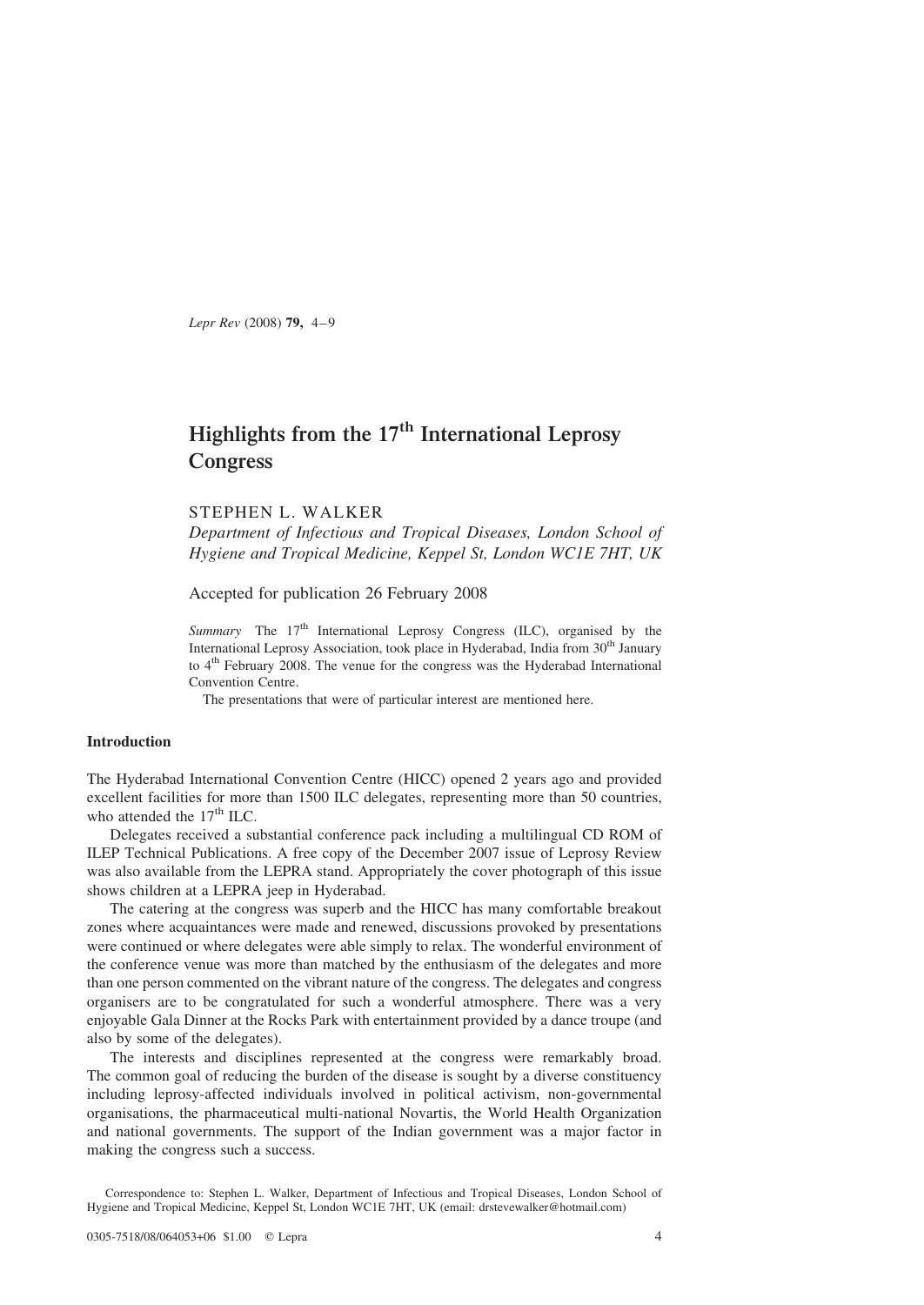# Highlights from the 17th International Leprosy Congress

STEPHEN L. WALKER

*Department of Infectious and Tropical Diseases, London School of Hygiene and Tropical Medicine, Keppel St, London WC1E 7HT, UK*

Accepted for publication 26 February 2008

*Summary* The 17th International Leprosy Congress (ILC), organised by the International Leprosy Association, took place in Hyderabad, India from 30th January to 4th February 2008. The venue for the congress was the Hyderabad International Convention Centre.

The presentations that were of particular interest are mentioned here.

## Introduction

The Hyderabad International Convention Centre (HICC) opened 2 years ago and provided excellent facilities for more than 1500 ILC delegates, representing more than 50 countries, who attended the 17th ILC.

Delegates received a substantial conference pack including a multilingual CD ROM of ILEP Technical Publications. A free copy of the December 2007 issue of Leprosy Review was also available from the LEPRA stand. Appropriately the cover photograph of this issue shows children at a LEPRA jeep in Hyderabad.

The catering at the congress was superb and the HICC has many comfortable breakout zones where acquaintances were made and renewed, discussions provoked by presentations were continued or where delegates were able simply to relax. The wonderful environment of the conference venue was more than matched by the enthusiasm of the delegates and more than one person commented on the vibrant nature of the congress. The delegates and congress organisers are to be congratulated for such a wonderful atmosphere. There was a very enjoyable Gala Dinner at the Rocks Park with entertainment provided by a dance troupe (and also by some of the delegates).

The interests and disciplines represented at the congress were remarkably broad. The common goal of reducing the burden of the disease is sought by a diverse constituency including leprosy-affected individuals involved in political activism, non-governmental organisations, the pharmaceutical multi-national Novartis, the World Health Organization and national governments. The support of the Indian government was a major factor in making the congress such a success.

Correspondence to: Stephen L. Walker, Department of Infectious and Tropical Diseases, London School of Hygiene and Tropical Medicine, Keppel St, London WC1E 7HT, UK (email: drstevewalker@hotmail.com)

0305-7518/08/064053+06 $1.00 © Lepra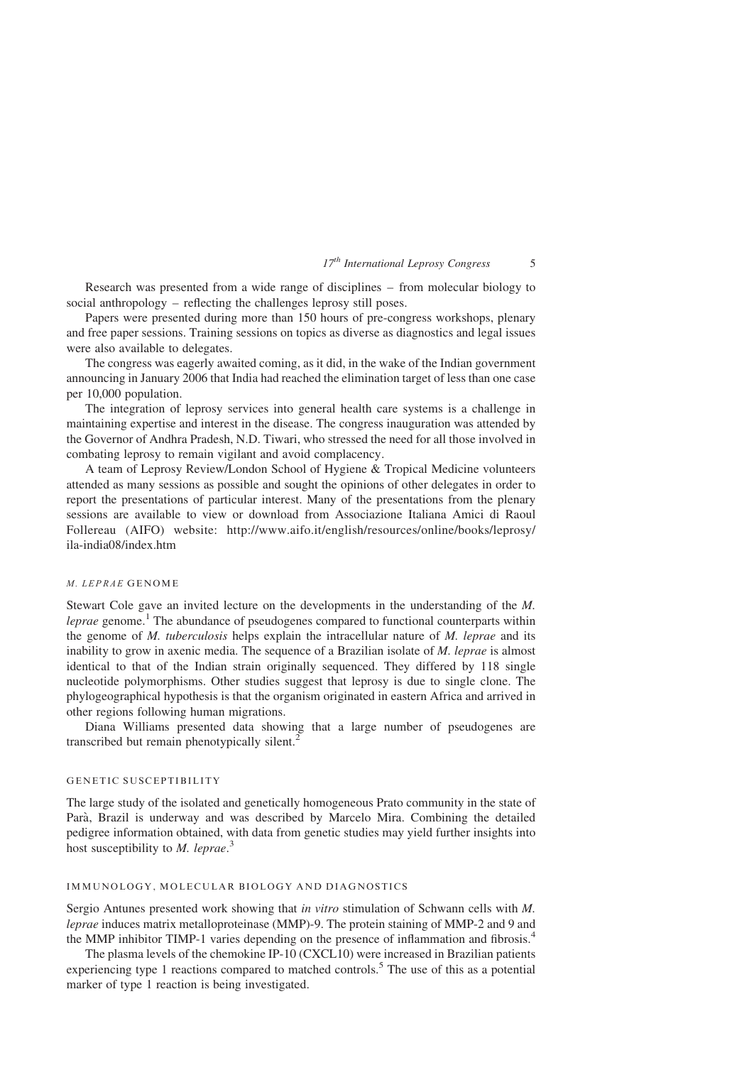Research was presented from a wide range of disciplines – from molecular biology to social anthropology – reflecting the challenges leprosy still poses.

Papers were presented during more than 150 hours of pre-congress workshops, plenary and free paper sessions. Training sessions on topics as diverse as diagnostics and legal issues were also available to delegates.

The congress was eagerly awaited coming, as it did, in the wake of the Indian government announcing in January 2006 that India had reached the elimination target of less than one case per 10,000 population.

The integration of leprosy services into general health care systems is a challenge in maintaining expertise and interest in the disease. The congress inauguration was attended by the Governor of Andhra Pradesh, N.D. Tiwari, who stressed the need for all those involved in combating leprosy to remain vigilant and avoid complacency.

A team of Leprosy Review/London School of Hygiene & Tropical Medicine volunteers attended as many sessions as possible and sought the opinions of other delegates in order to report the presentations of particular interest. Many of the presentations from the plenary sessions are available to view or download from Associazione Italiana Amici di Raoul Follereau (AIFO) website: http://www.aifo.it/english/resources/online/books/leprosy/ila-india08/index.htm

## *M. LEPRAE* GENOME

Stewart Cole gave an invited lecture on the developments in the understanding of the *M. leprae* genome.[1] The abundance of pseudogenes compared to functional counterparts within the genome of *M. tuberculosis* helps explain the intracellular nature of *M. leprae* and its inability to grow in axenic media. The sequence of a Brazilian isolate of *M. leprae* is almost identical to that of the Indian strain originally sequenced. They differed by 118 single nucleotide polymorphisms. Other studies suggest that leprosy is due to single clone. The phylogeographical hypothesis is that the organism originated in eastern Africa and arrived in other regions following human migrations.

Diana Williams presented data showing that a large number of pseudogenes are transcribed but remain phenotypically silent.[2]

## GENETIC SUSCEPTIBILITY

The large study of the isolated and genetically homogeneous Prato community in the state of Parà, Brazil is underway and was described by Marcelo Mira. Combining the detailed pedigree information obtained, with data from genetic studies may yield further insights into host susceptibility to *M. leprae*.[3]

## IMMUNOLOGY, MOLECULAR BIOLOGY AND DIAGNOSTICS

Sergio Antunes presented work showing that *in vitro* stimulation of Schwann cells with *M. leprae* induces matrix metalloproteinase (MMP)-9. The protein staining of MMP-2 and 9 and the MMP inhibitor TIMP-1 varies depending on the presence of inflammation and fibrosis.[4]

The plasma levels of the chemokine IP-10 (CXCL10) were increased in Brazilian patients experiencing type 1 reactions compared to matched controls.[5] The use of this as a potential marker of type 1 reaction is being investigated.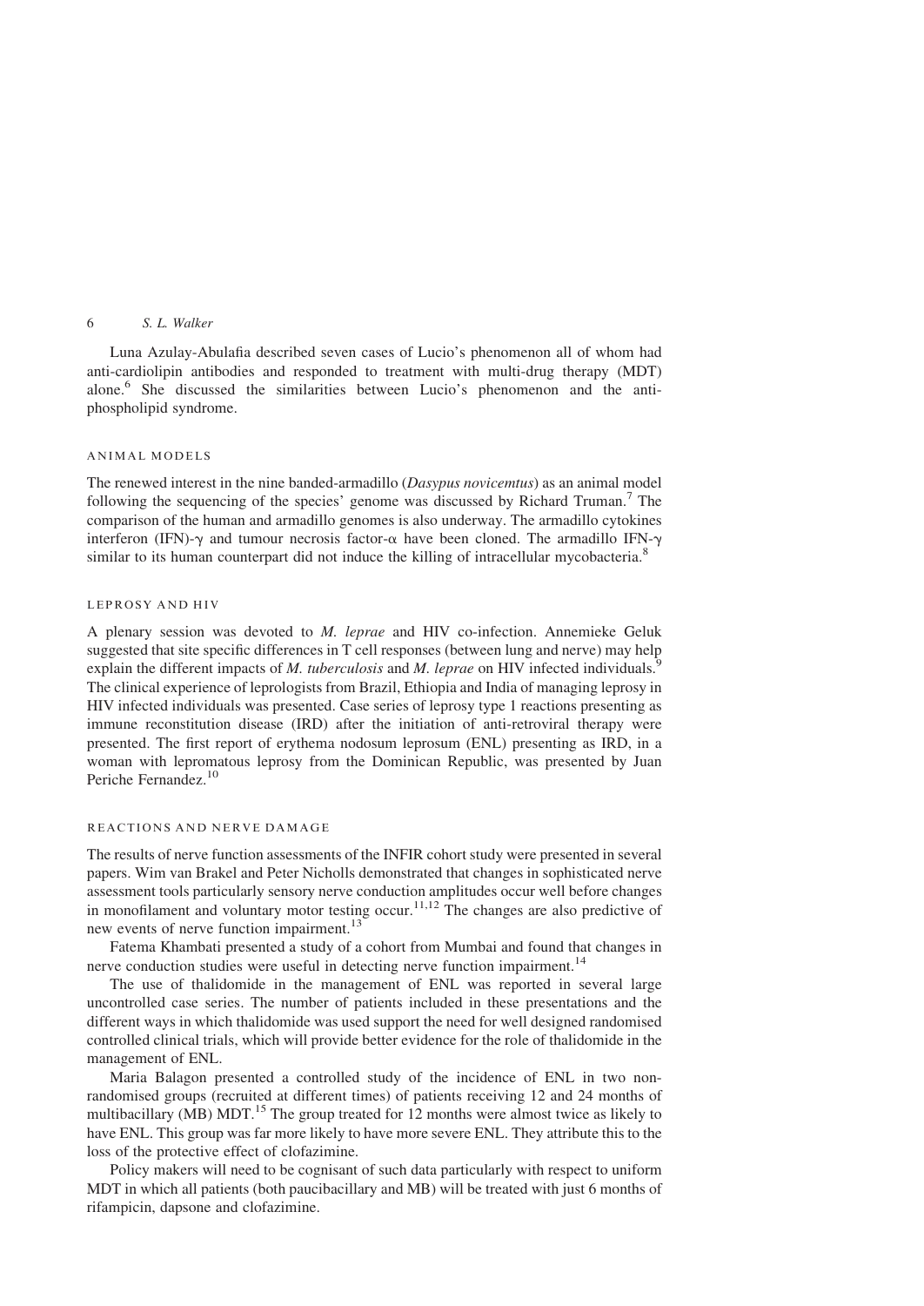Luna Azulay-Abulafia described seven cases of Lucio's phenomenon all of whom had anti-cardiolipin antibodies and responded to treatment with multi-drug therapy (MDT) alone.[6] She discussed the similarities between Lucio's phenomenon and the anti-phospholipid syndrome.

## ANIMAL MODELS

The renewed interest in the nine banded-armadillo (*Dasypus novicemtus*) as an animal model following the sequencing of the species' genome was discussed by Richard Truman.[7] The comparison of the human and armadillo genomes is also underway. The armadillo cytokines interferon (IFN)-γ and tumour necrosis factor-α have been cloned. The armadillo IFN-γ similar to its human counterpart did not induce the killing of intracellular mycobacteria.[8]

## LEPROSY AND HIV

A plenary session was devoted to *M. leprae* and HIV co-infection. Annemieke Geluk suggested that site specific differences in T cell responses (between lung and nerve) may help explain the different impacts of *M. tuberculosis* and *M. leprae* on HIV infected individuals.[9] The clinical experience of leprologists from Brazil, Ethiopia and India of managing leprosy in HIV infected individuals was presented. Case series of leprosy type 1 reactions presenting as immune reconstitution disease (IRD) after the initiation of anti-retroviral therapy were presented. The first report of erythema nodosum leprosum (ENL) presenting as IRD, in a woman with lepromatous leprosy from the Dominican Republic, was presented by Juan Periche Fernandez.[10]

## REACTIONS AND NERVE DAMAGE

The results of nerve function assessments of the INFIR cohort study were presented in several papers. Wim van Brakel and Peter Nicholls demonstrated that changes in sophisticated nerve assessment tools particularly sensory nerve conduction amplitudes occur well before changes in monofilament and voluntary motor testing occur.[11,12] The changes are also predictive of new events of nerve function impairment.[13]

Fatema Khambati presented a study of a cohort from Mumbai and found that changes in nerve conduction studies were useful in detecting nerve function impairment.[14]

The use of thalidomide in the management of ENL was reported in several large uncontrolled case series. The number of patients included in these presentations and the different ways in which thalidomide was used support the need for well designed randomised controlled clinical trials, which will provide better evidence for the role of thalidomide in the management of ENL.

Maria Balagon presented a controlled study of the incidence of ENL in two non-randomised groups (recruited at different times) of patients receiving 12 and 24 months of multibacillary (MB) MDT.[15] The group treated for 12 months were almost twice as likely to have ENL. This group was far more likely to have more severe ENL. They attribute this to the loss of the protective effect of clofazimine.

Policy makers will need to be cognisant of such data particularly with respect to uniform MDT in which all patients (both paucibacillary and MB) will be treated with just 6 months of rifampicin, dapsone and clofazimine.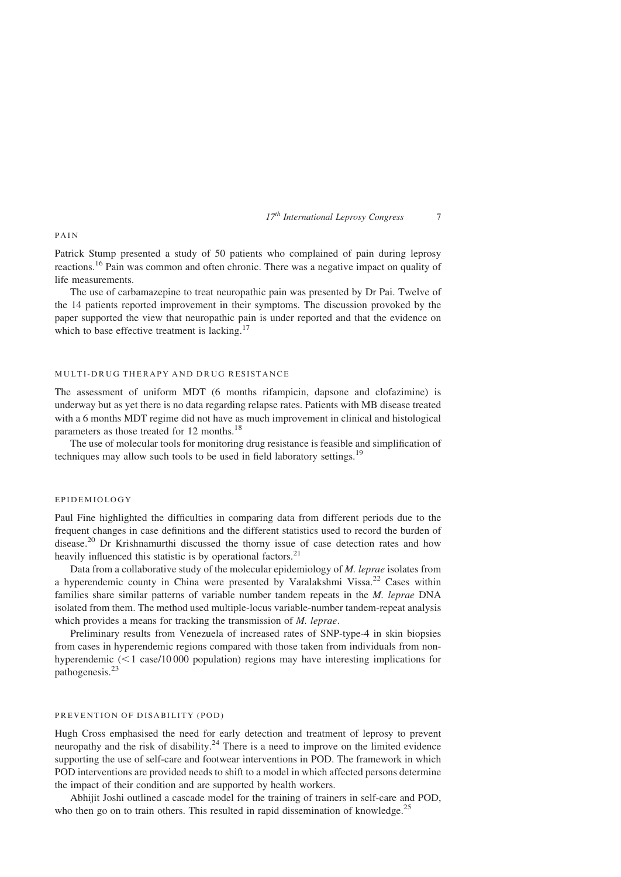## PAIN

Patrick Stump presented a study of 50 patients who complained of pain during leprosy reactions.[16] Pain was common and often chronic. There was a negative impact on quality of life measurements.

The use of carbamazepine to treat neuropathic pain was presented by Dr Pai. Twelve of the 14 patients reported improvement in their symptoms. The discussion provoked by the paper supported the view that neuropathic pain is under reported and that the evidence on which to base effective treatment is lacking.[17]

## MULTI-DRUG THERAPY AND DRUG RESISTANCE

The assessment of uniform MDT (6 months rifampicin, dapsone and clofazimine) is underway but as yet there is no data regarding relapse rates. Patients with MB disease treated with a 6 months MDT regime did not have as much improvement in clinical and histological parameters as those treated for 12 months.[18]

The use of molecular tools for monitoring drug resistance is feasible and simplification of techniques may allow such tools to be used in field laboratory settings.[19]

## EPIDEMIOLOGY

Paul Fine highlighted the difficulties in comparing data from different periods due to the frequent changes in case definitions and the different statistics used to record the burden of disease.[20] Dr Krishnamurthi discussed the thorny issue of case detection rates and how heavily influenced this statistic is by operational factors.[21]

Data from a collaborative study of the molecular epidemiology of *M. leprae* isolates from a hyperendemic county in China were presented by Varalakshmi Vissa.[22] Cases within families share similar patterns of variable number tandem repeats in the *M. leprae* DNA isolated from them. The method used multiple-locus variable-number tandem-repeat analysis which provides a means for tracking the transmission of *M. leprae*.

Preliminary results from Venezuela of increased rates of SNP-type-4 in skin biopsies from cases in hyperendemic regions compared with those taken from individuals from non-hyperendemic ($<1$ case/10 000 population) regions may have interesting implications for pathogenesis.[23]

## PREVENTION OF DISABILITY (POD)

Hugh Cross emphasised the need for early detection and treatment of leprosy to prevent neuropathy and the risk of disability.[24] There is a need to improve on the limited evidence supporting the use of self-care and footwear interventions in POD. The framework in which POD interventions are provided needs to shift to a model in which affected persons determine the impact of their condition and are supported by health workers.

Abhijit Joshi outlined a cascade model for the training of trainers in self-care and POD, who then go on to train others. This resulted in rapid dissemination of knowledge.[25]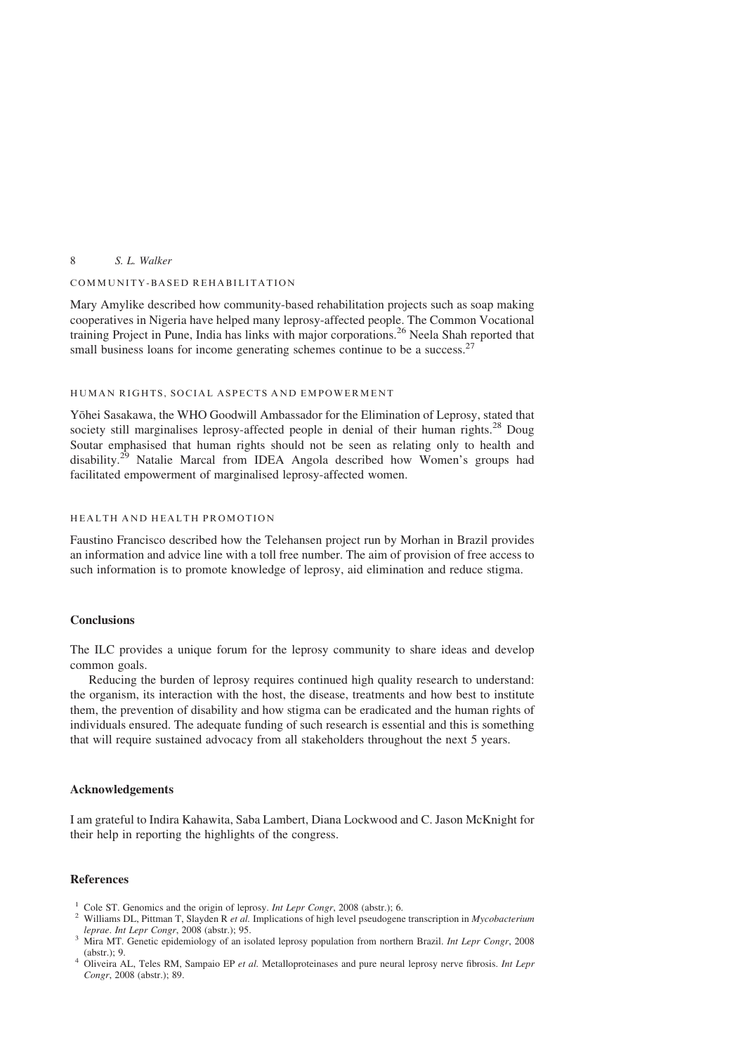### COMMUNITY-BASED REHABILITATION

Mary Amylike described how community-based rehabilitation projects such as soap making cooperatives in Nigeria have helped many leprosy-affected people. The Common Vocational training Project in Pune, India has links with major corporations.[26] Neela Shah reported that small business loans for income generating schemes continue to be a success.[27]

### HUMAN RIGHTS, SOCIAL ASPECTS AND EMPOWERMENT

Yōhei Sasakawa, the WHO Goodwill Ambassador for the Elimination of Leprosy, stated that society still marginalises leprosy-affected people in denial of their human rights.[28] Doug Soutar emphasised that human rights should not be seen as relating only to health and disability.[29] Natalie Marcal from IDEA Angola described how Women's groups had facilitated empowerment of marginalised leprosy-affected women.

### HEALTH AND HEALTH PROMOTION

Faustino Francisco described how the Telehansen project run by Morhan in Brazil provides an information and advice line with a toll free number. The aim of provision of free access to such information is to promote knowledge of leprosy, aid elimination and reduce stigma.

## Conclusions

The ILC provides a unique forum for the leprosy community to share ideas and develop common goals.

Reducing the burden of leprosy requires continued high quality research to understand: the organism, its interaction with the host, the disease, treatments and how best to institute them, the prevention of disability and how stigma can be eradicated and the human rights of individuals ensured. The adequate funding of such research is essential and this is something that will require sustained advocacy from all stakeholders throughout the next 5 years.

## Acknowledgements

I am grateful to Indira Kahawita, Saba Lambert, Diana Lockwood and C. Jason McKnight for their help in reporting the highlights of the congress.

## References

1. Cole ST. Genomics and the origin of leprosy. *Int Lepr Congr*, 2008 (abstr.); 6.
2. Williams DL, Pittman T, Slayden R *et al.* Implications of high level pseudogene transcription in *Mycobacterium leprae*. *Int Lepr Congr*, 2008 (abstr.); 95.
3. Mira MT. Genetic epidemiology of an isolated leprosy population from northern Brazil. *Int Lepr Congr*, 2008 (abstr.); 9.
4. Oliveira AL, Teles RM, Sampaio EP *et al.* Metalloproteinases and pure neural leprosy nerve fibrosis. *Int Lepr Congr*, 2008 (abstr.); 89.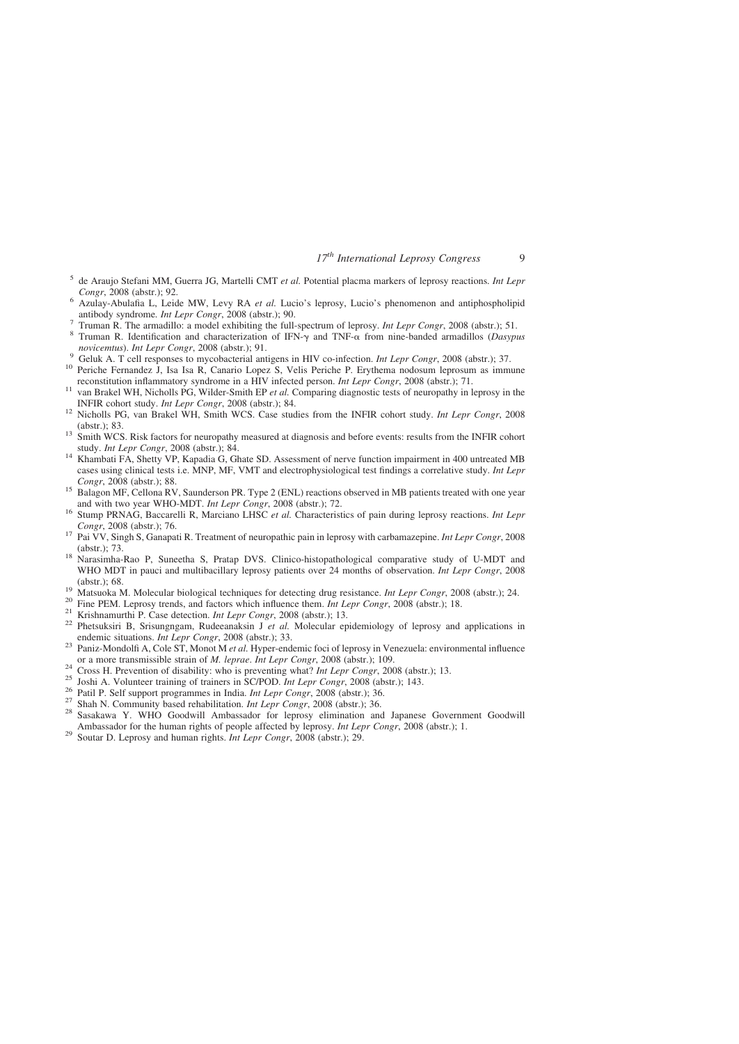5 de Araujo Stefani MM, Guerra JG, Martelli CMT *et al.* Potential placma markers of leprosy reactions. *Int Lepr Congr*, 2008 (abstr.); 92.

6 Azulay-Abulafia L, Leide MW, Levy RA *et al.* Lucio's leprosy, Lucio's phenomenon and antiphospholipid antibody syndrome. *Int Lepr Congr*, 2008 (abstr.); 90.

7 Truman R. The armadillo: a model exhibiting the full-spectrum of leprosy. *Int Lepr Congr*, 2008 (abstr.); 51.

8 Truman R. Identification and characterization of IFN-$\gamma$ and TNF-$\alpha$ from nine-banded armadillos (*Dasypus novicemtus*). *Int Lepr Congr*, 2008 (abstr.); 91.

9 Geluk A. T cell responses to mycobacterial antigens in HIV co-infection. *Int Lepr Congr*, 2008 (abstr.); 37.

10 Periche Fernandez J, Isa Isa R, Canario Lopez S, Velis Periche P. Erythema nodosum leprosum as immune reconstitution inflammatory syndrome in a HIV infected person. *Int Lepr Congr*, 2008 (abstr.); 71.

11 van Brakel WH, Nicholls PG, Wilder-Smith EP *et al.* Comparing diagnostic tests of neuropathy in leprosy in the INFIR cohort study. *Int Lepr Congr*, 2008 (abstr.); 84.

12 Nicholls PG, van Brakel WH, Smith WCS. Case studies from the INFIR cohort study. *Int Lepr Congr*, 2008 (abstr.); 83.

13 Smith WCS. Risk factors for neuropathy measured at diagnosis and before events: results from the INFIR cohort study. *Int Lepr Congr*, 2008 (abstr.); 84.

14 Khambati FA, Shetty VP, Kapadia G, Ghate SD. Assessment of nerve function impairment in 400 untreated MB cases using clinical tests i.e. MNP, MF, VMT and electrophysiological test findings a correlative study. *Int Lepr Congr*, 2008 (abstr.); 88.

15 Balagon MF, Cellona RV, Saunderson PR. Type 2 (ENL) reactions observed in MB patients treated with one year and with two year WHO-MDT. *Int Lepr Congr*, 2008 (abstr.); 72.

16 Stump PRNAG, Baccarelli R, Marciano LHSC *et al.* Characteristics of pain during leprosy reactions. *Int Lepr Congr*, 2008 (abstr.); 76.

17 Pai VV, Singh S, Ganapati R. Treatment of neuropathic pain in leprosy with carbamazepine. *Int Lepr Congr*, 2008 (abstr.); 73.

18 Narasimha-Rao P, Suneetha S, Pratap DVS. Clinico-histopathological comparative study of U-MDT and WHO MDT in pauci and multibacillary leprosy patients over 24 months of observation. *Int Lepr Congr*, 2008 (abstr.); 68.

19 Matsuoka M. Molecular biological techniques for detecting drug resistance. *Int Lepr Congr*, 2008 (abstr.); 24.

20 Fine PEM. Leprosy trends, and factors which influence them. *Int Lepr Congr*, 2008 (abstr.); 18.

21 Krishnamurthi P. Case detection. *Int Lepr Congr*, 2008 (abstr.); 13.

22 Phetsuksiri B, Srisungngam, Rudeeanaksin J *et al.* Molecular epidemiology of leprosy and applications in endemic situations. *Int Lepr Congr*, 2008 (abstr.); 33.

23 Paniz-Mondolfi A, Cole ST, Monot M *et al.* Hyper-endemic foci of leprosy in Venezuela: environmental influence or a more transmissible strain of *M. leprae*. *Int Lepr Congr*, 2008 (abstr.); 109.

24 Cross H. Prevention of disability: who is preventing what? *Int Lepr Congr*, 2008 (abstr.); 13.

25 Joshi A. Volunteer training of trainers in SC/POD. *Int Lepr Congr*, 2008 (abstr.); 143.

26 Patil P. Self support programmes in India. *Int Lepr Congr*, 2008 (abstr.); 36.

27 Shah N. Community based rehabilitation. *Int Lepr Congr*, 2008 (abstr.); 36.

28 Sasakawa Y. WHO Goodwill Ambassador for leprosy elimination and Japanese Government Goodwill Ambassador for the human rights of people affected by leprosy. *Int Lepr Congr*, 2008 (abstr.); 1.

29 Soutar D. Leprosy and human rights. *Int Lepr Congr*, 2008 (abstr.); 29.